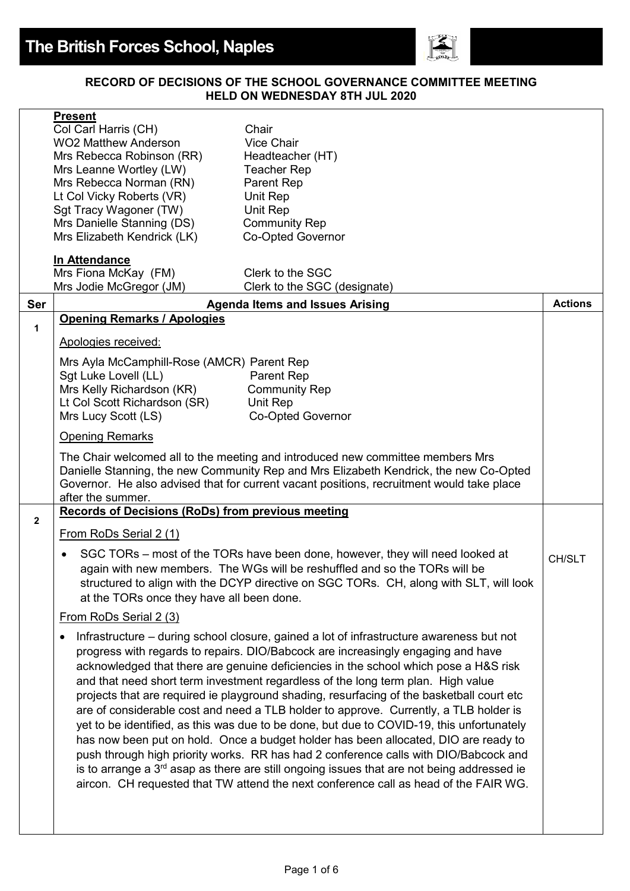# The British Forces School, Naples

**RECORD OF DECISIONS OF THE SCHOOL GOVERNANCE COMMITTEE MEETING HELD ON WEDNESDAY 8TH JUL 2020**

**Present**

| | |
|---|---|
| Col Carl Harris (CH) | Chair |
| WO2 Matthew Anderson | Vice Chair |
| Mrs Rebecca Robinson (RR) | Headteacher (HT) |
| Mrs Leanne Wortley (LW) | Teacher Rep |
| Mrs Rebecca Norman (RN) | Parent Rep |
| Lt Col Vicky Roberts (VR) | Unit Rep |
| Sgt Tracy Wagoner (TW) | Unit Rep |
| Mrs Danielle Stanning (DS) | Community Rep |
| Mrs Elizabeth Kendrick (LK) | Co-Opted Governor |

**In Attendance**

| | |
|---|---|
| Mrs Fiona McKay (FM) | Clerk to the SGC |
| Mrs Jodie McGregor (JM) | Clerk to the SGC (designate) |

| Ser | Agenda Items and Issues Arising | Actions |
|---|---|---|
| 1 | **Opening Remarks / Apologies**<br><br>Apologies received:<br><br>Mrs Ayla McCamphill-Rose (AMCR) Parent Rep<br>Sgt Luke Lovell (LL) Parent Rep<br>Mrs Kelly Richardson (KR) Community Rep<br>Lt Col Scott Richardson (SR) Unit Rep<br>Mrs Lucy Scott (LS) Co-Opted Governor<br><br>Opening Remarks<br><br>The Chair welcomed all to the meeting and introduced new committee members Mrs Danielle Stanning, the new Community Rep and Mrs Elizabeth Kendrick, the new Co-Opted Governor. He also advised that for current vacant positions, recruitment would take place after the summer. | |
| 2 | **Records of Decisions (RoDs) from previous meeting**<br><br>From RoDs Serial 2 (1)<br><br>• SGC TORs – most of the TORs have been done, however, they will need looked at again with new members. The WGs will be reshuffled and so the TORs will be structured to align with the DCYP directive on SGC TORs. CH, along with SLT, will look at the TORs once they have all been done.<br><br>From RoDs Serial 2 (3)<br><br>• Infrastructure – during school closure, gained a lot of infrastructure awareness but not progress with regards to repairs. DIO/Babcock are increasingly engaging and have acknowledged that there are genuine deficiencies in the school which pose a H&S risk and that need short term investment regardless of the long term plan. High value projects that are required ie playground shading, resurfacing of the basketball court etc are of considerable cost and need a TLB holder to approve. Currently, a TLB holder is yet to be identified, as this was due to be done, but due to COVID-19, this unfortunately has now been put on hold. Once a budget holder has been allocated, DIO are ready to push through high priority works. RR has had 2 conference calls with DIO/Babcock and is to arrange a 3rd asap as there are still ongoing issues that are not being addressed ie aircon. CH requested that TW attend the next conference call as head of the FAIR WG. | CH/SLT |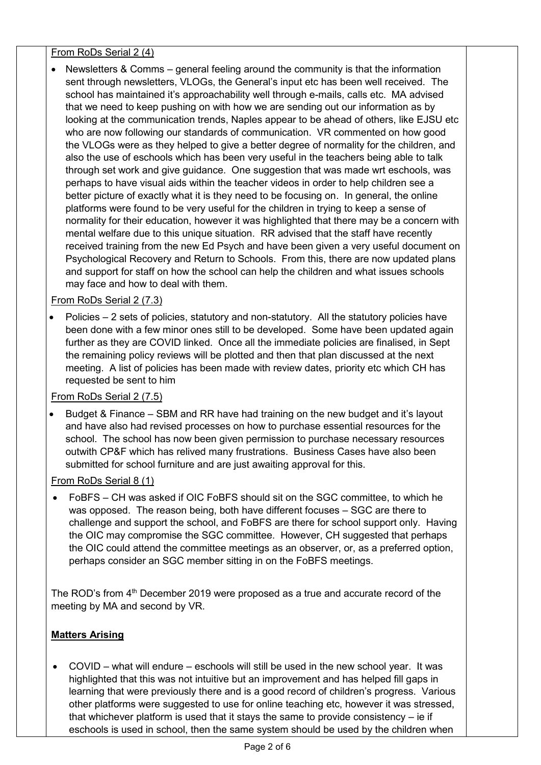From RoDs Serial 2 (4)

- Newsletters & Comms – general feeling around the community is that the information sent through newsletters, VLOGs, the General's input etc has been well received. The school has maintained it's approachability well through e-mails, calls etc. MA advised that we need to keep pushing on with how we are sending out our information as by looking at the communication trends, Naples appear to be ahead of others, like EJSU etc who are now following our standards of communication. VR commented on how good the VLOGs were as they helped to give a better degree of normality for the children, and also the use of eschools which has been very useful in the teachers being able to talk through set work and give guidance. One suggestion that was made wrt eschools, was perhaps to have visual aids within the teacher videos in order to help children see a better picture of exactly what it is they need to be focusing on. In general, the online platforms were found to be very useful for the children in trying to keep a sense of normality for their education, however it was highlighted that there may be a concern with mental welfare due to this unique situation. RR advised that the staff have recently received training from the new Ed Psych and have been given a very useful document on Psychological Recovery and Return to Schools. From this, there are now updated plans and support for staff on how the school can help the children and what issues schools may face and how to deal with them.

From RoDs Serial 2 (7.3)

- Policies – 2 sets of policies, statutory and non-statutory. All the statutory policies have been done with a few minor ones still to be developed. Some have been updated again further as they are COVID linked. Once all the immediate policies are finalised, in Sept the remaining policy reviews will be plotted and then that plan discussed at the next meeting. A list of policies has been made with review dates, priority etc which CH has requested be sent to him

From RoDs Serial 2 (7.5)

- Budget & Finance – SBM and RR have had training on the new budget and it's layout and have also had revised processes on how to purchase essential resources for the school. The school has now been given permission to purchase necessary resources outwith CP&F which has relived many frustrations. Business Cases have also been submitted for school furniture and are just awaiting approval for this.

From RoDs Serial 8 (1)

- FoBFS – CH was asked if OIC FoBFS should sit on the SGC committee, to which he was opposed. The reason being, both have different focuses – SGC are there to challenge and support the school, and FoBFS are there for school support only. Having the OIC may compromise the SGC committee. However, CH suggested that perhaps the OIC could attend the committee meetings as an observer, or, as a preferred option, perhaps consider an SGC member sitting in on the FoBFS meetings.

The ROD's from 4th December 2019 were proposed as a true and accurate record of the meeting by MA and second by VR.

**Matters Arising**

- COVID – what will endure – eschools will still be used in the new school year. It was highlighted that this was not intuitive but an improvement and has helped fill gaps in learning that were previously there and is a good record of children's progress. Various other platforms were suggested to use for online teaching etc, however it was stressed, that whichever platform is used that it stays the same to provide consistency – ie if eschools is used in school, then the same system should be used by the children when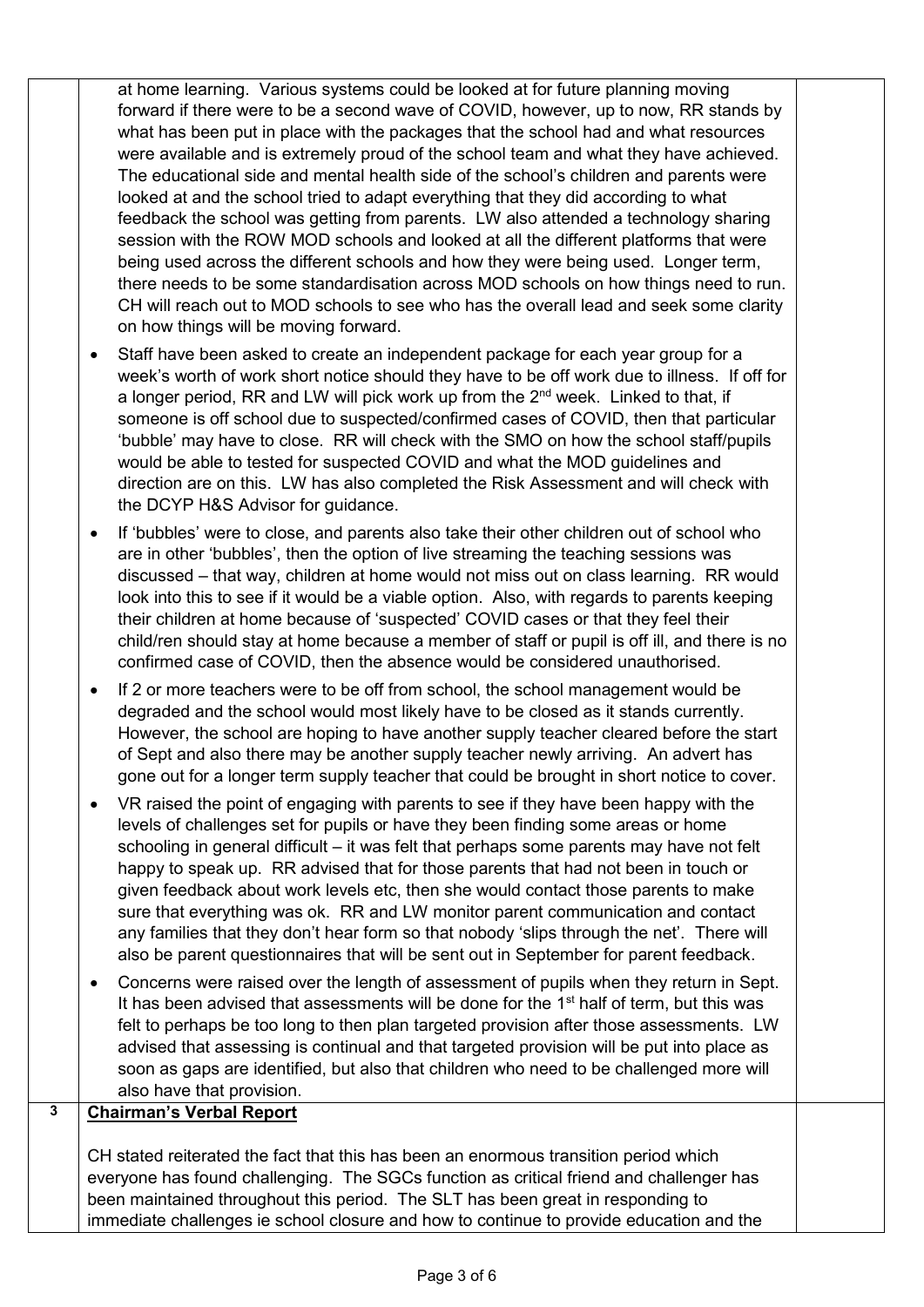at home learning. Various systems could be looked at for future planning moving forward if there were to be a second wave of COVID, however, up to now, RR stands by what has been put in place with the packages that the school had and what resources were available and is extremely proud of the school team and what they have achieved. The educational side and mental health side of the school's children and parents were looked at and the school tried to adapt everything that they did according to what feedback the school was getting from parents. LW also attended a technology sharing session with the ROW MOD schools and looked at all the different platforms that were being used across the different schools and how they were being used. Longer term, there needs to be some standardisation across MOD schools on how things need to run. CH will reach out to MOD schools to see who has the overall lead and seek some clarity on how things will be moving forward.

- Staff have been asked to create an independent package for each year group for a week's worth of work short notice should they have to be off work due to illness. If off for a longer period, RR and LW will pick work up from the 2nd week. Linked to that, if someone is off school due to suspected/confirmed cases of COVID, then that particular 'bubble' may have to close. RR will check with the SMO on how the school staff/pupils would be able to tested for suspected COVID and what the MOD guidelines and direction are on this. LW has also completed the Risk Assessment and will check with the DCYP H&S Advisor for guidance.
- If 'bubbles' were to close, and parents also take their other children out of school who are in other 'bubbles', then the option of live streaming the teaching sessions was discussed – that way, children at home would not miss out on class learning. RR would look into this to see if it would be a viable option. Also, with regards to parents keeping their children at home because of 'suspected' COVID cases or that they feel their child/ren should stay at home because a member of staff or pupil is off ill, and there is no confirmed case of COVID, then the absence would be considered unauthorised.
- If 2 or more teachers were to be off from school, the school management would be degraded and the school would most likely have to be closed as it stands currently. However, the school are hoping to have another supply teacher cleared before the start of Sept and also there may be another supply teacher newly arriving. An advert has gone out for a longer term supply teacher that could be brought in short notice to cover.
- VR raised the point of engaging with parents to see if they have been happy with the levels of challenges set for pupils or have they been finding some areas or home schooling in general difficult – it was felt that perhaps some parents may have not felt happy to speak up. RR advised that for those parents that had not been in touch or given feedback about work levels etc, then she would contact those parents to make sure that everything was ok. RR and LW monitor parent communication and contact any families that they don't hear form so that nobody 'slips through the net'. There will also be parent questionnaires that will be sent out in September for parent feedback.
- Concerns were raised over the length of assessment of pupils when they return in Sept. It has been advised that assessments will be done for the 1st half of term, but this was felt to perhaps be too long to then plan targeted provision after those assessments. LW advised that assessing is continual and that targeted provision will be put into place as soon as gaps are identified, but also that children who need to be challenged more will also have that provision.

**3** **Chairman's Verbal Report**

CH stated reiterated the fact that this has been an enormous transition period which everyone has found challenging. The SGCs function as critical friend and challenger has been maintained throughout this period. The SLT has been great in responding to immediate challenges ie school closure and how to continue to provide education and the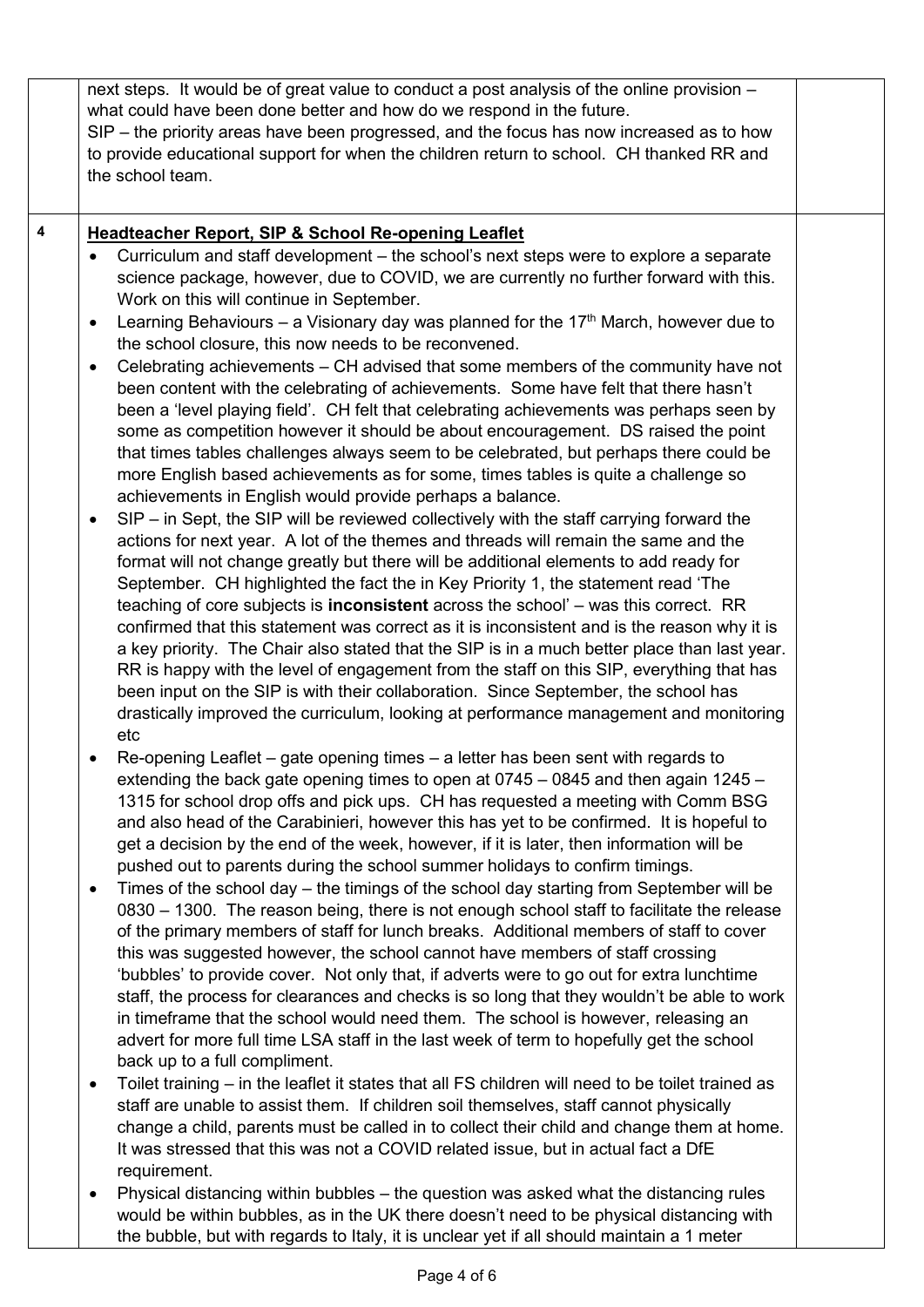| | | |
|---|---|---|
| | next steps. It would be of great value to conduct a post analysis of the online provision – what could have been done better and how do we respond in the future.<br>SIP – the priority areas have been progressed, and the focus has now increased as to how to provide educational support for when the children return to school. CH thanked RR and the school team. | |
| 4 | **<u>Headteacher Report, SIP & School Re-opening Leaflet</u>**<br>• Curriculum and staff development – the school's next steps were to explore a separate science package, however, due to COVID, we are currently no further forward with this. Work on this will continue in September.<br>• Learning Behaviours – a Visionary day was planned for the 17th March, however due to the school closure, this now needs to be reconvened.<br>• Celebrating achievements – CH advised that some members of the community have not been content with the celebrating of achievements. Some have felt that there hasn't been a 'level playing field'. CH felt that celebrating achievements was perhaps seen by some as competition however it should be about encouragement. DS raised the point that times tables challenges always seem to be celebrated, but perhaps there could be more English based achievements as for some, times tables is quite a challenge so achievements in English would provide perhaps a balance.<br>• SIP – in Sept, the SIP will be reviewed collectively with the staff carrying forward the actions for next year. A lot of the themes and threads will remain the same and the format will not change greatly but there will be additional elements to add ready for September. CH highlighted the fact the in Key Priority 1, the statement read 'The teaching of core subjects is **inconsistent** across the school' – was this correct. RR confirmed that this statement was correct as it is inconsistent and is the reason why it is a key priority. The Chair also stated that the SIP is in a much better place than last year. RR is happy with the level of engagement from the staff on this SIP, everything that has been input on the SIP is with their collaboration. Since September, the school has drastically improved the curriculum, looking at performance management and monitoring etc<br>• Re-opening Leaflet – gate opening times – a letter has been sent with regards to extending the back gate opening times to open at 0745 – 0845 and then again 1245 – 1315 for school drop offs and pick ups. CH has requested a meeting with Comm BSG and also head of the Carabinieri, however this has yet to be confirmed. It is hopeful to get a decision by the end of the week, however, if it is later, then information will be pushed out to parents during the school summer holidays to confirm timings.<br>• Times of the school day – the timings of the school day starting from September will be 0830 – 1300. The reason being, there is not enough school staff to facilitate the release of the primary members of staff for lunch breaks. Additional members of staff to cover this was suggested however, the school cannot have members of staff crossing 'bubbles' to provide cover. Not only that, if adverts were to go out for extra lunchtime staff, the process for clearances and checks is so long that they wouldn't be able to work in timeframe that the school would need them. The school is however, releasing an advert for more full time LSA staff in the last week of term to hopefully get the school back up to a full compliment.<br>• Toilet training – in the leaflet it states that all FS children will need to be toilet trained as staff are unable to assist them. If children soil themselves, staff cannot physically change a child, parents must be called in to collect their child and change them at home. It was stressed that this was not a COVID related issue, but in actual fact a DfE requirement.<br>• Physical distancing within bubbles – the question was asked what the distancing rules would be within bubbles, as in the UK there doesn't need to be physical distancing with the bubble, but with regards to Italy, it is unclear yet if all should maintain a 1 meter | |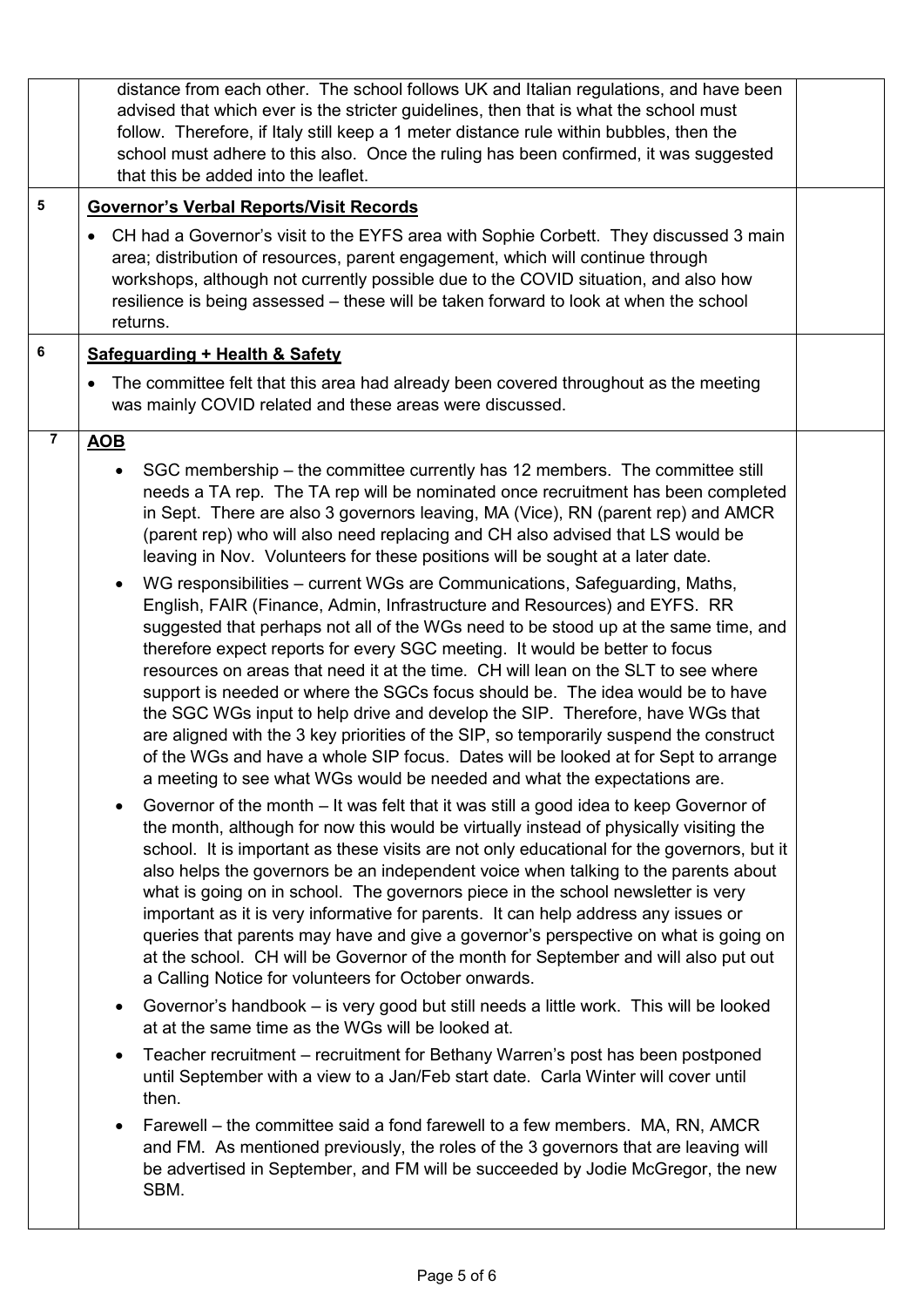| | | |
|---|---|---|
| | distance from each other. The school follows UK and Italian regulations, and have been advised that which ever is the stricter guidelines, then that is what the school must follow. Therefore, if Italy still keep a 1 meter distance rule within bubbles, then the school must adhere to this also. Once the ruling has been confirmed, it was suggested that this be added into the leaflet. | |
| 5 | **Governor's Verbal Reports/Visit Records**<br><br>• CH had a Governor's visit to the EYFS area with Sophie Corbett. They discussed 3 main area; distribution of resources, parent engagement, which will continue through workshops, although not currently possible due to the COVID situation, and also how resilience is being assessed – these will be taken forward to look at when the school returns. | |
| 6 | **Safeguarding + Health & Safety**<br><br>• The committee felt that this area had already been covered throughout as the meeting was mainly COVID related and these areas were discussed. | |
| 7 | **AOB**<br><br>• SGC membership – the committee currently has 12 members. The committee still needs a TA rep. The TA rep will be nominated once recruitment has been completed in Sept. There are also 3 governors leaving, MA (Vice), RN (parent rep) and AMCR (parent rep) who will also need replacing and CH also advised that LS would be leaving in Nov. Volunteers for these positions will be sought at a later date.<br><br>• WG responsibilities – current WGs are Communications, Safeguarding, Maths, English, FAIR (Finance, Admin, Infrastructure and Resources) and EYFS. RR suggested that perhaps not all of the WGs need to be stood up at the same time, and therefore expect reports for every SGC meeting. It would be better to focus resources on areas that need it at the time. CH will lean on the SLT to see where support is needed or where the SGCs focus should be. The idea would be to have the SGC WGs input to help drive and develop the SIP. Therefore, have WGs that are aligned with the 3 key priorities of the SIP, so temporarily suspend the construct of the WGs and have a whole SIP focus. Dates will be looked at for Sept to arrange a meeting to see what WGs would be needed and what the expectations are.<br><br>• Governor of the month – It was felt that it was still a good idea to keep Governor of the month, although for now this would be virtually instead of physically visiting the school. It is important as these visits are not only educational for the governors, but it also helps the governors be an independent voice when talking to the parents about what is going on in school. The governors piece in the school newsletter is very important as it is very informative for parents. It can help address any issues or queries that parents may have and give a governor's perspective on what is going on at the school. CH will be Governor of the month for September and will also put out a Calling Notice for volunteers for October onwards.<br><br>• Governor's handbook – is very good but still needs a little work. This will be looked at at the same time as the WGs will be looked at.<br><br>• Teacher recruitment – recruitment for Bethany Warren's post has been postponed until September with a view to a Jan/Feb start date. Carla Winter will cover until then.<br><br>• Farewell – the committee said a fond farewell to a few members. MA, RN, AMCR and FM. As mentioned previously, the roles of the 3 governors that are leaving will be advertised in September, and FM will be succeeded by Jodie McGregor, the new SBM. | |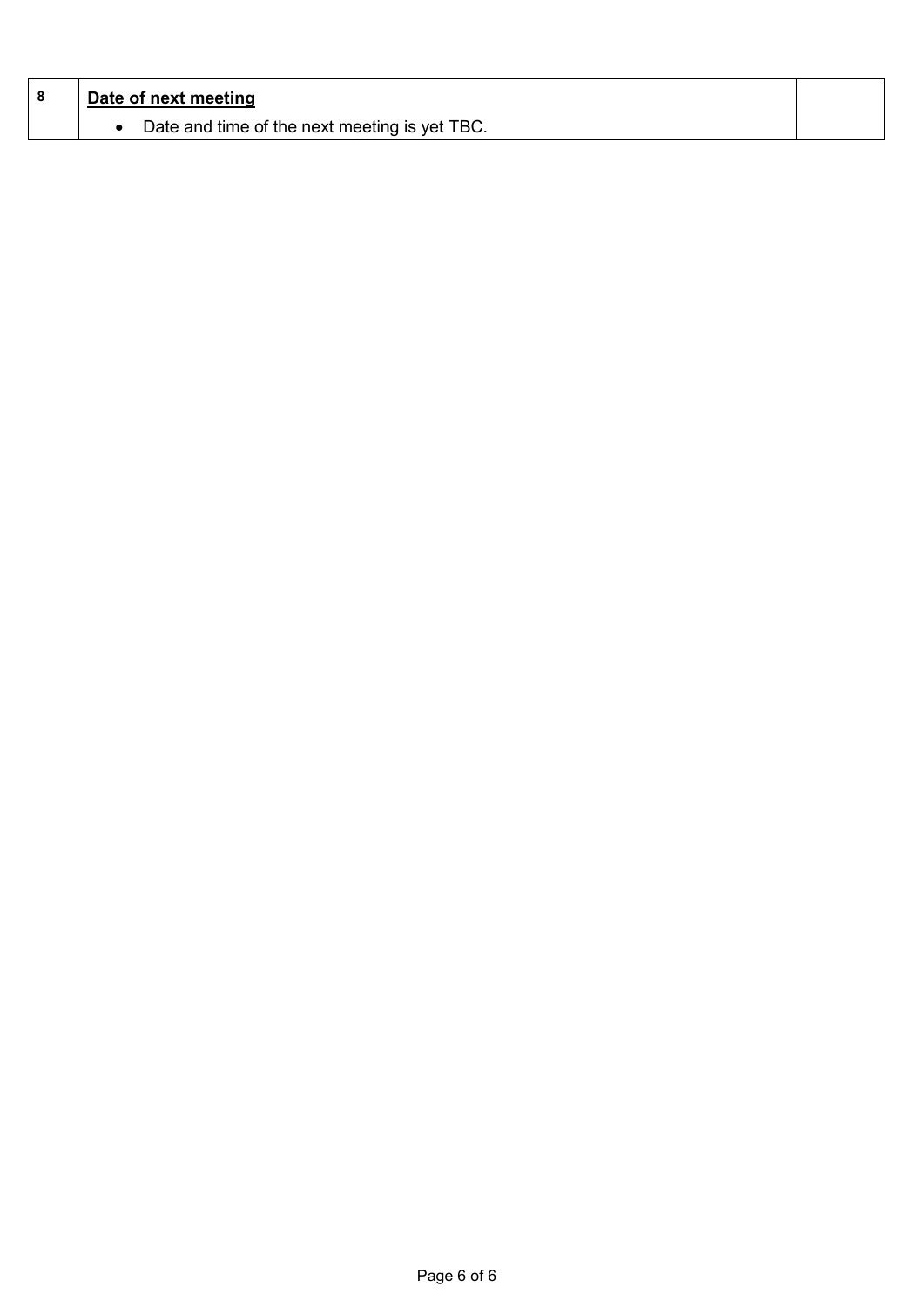| | | |
|---|---|---|
| 8 | **Date of next meeting**<br>• Date and time of the next meeting is yet TBC. | |